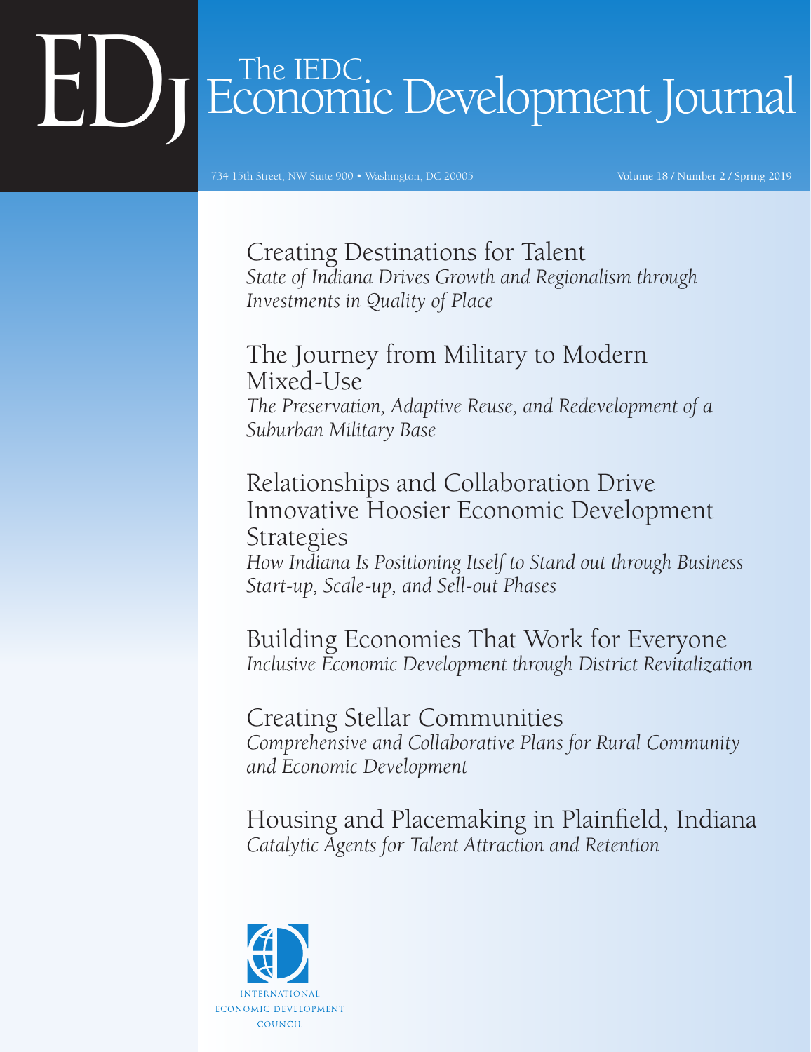# EDJ The IEDC Economic Development Journal

734 15th Street, NW Suite 900 • Washington, DC 20005

Volume 18 / Number 2 / Spring 2019

## Creating Destinations for Talent

*State of Indiana Drives Growth and Regionalism through Investments in Quality of Place*

## The Journey from Military to Modern Mixed-Use

*The Preservation, Adaptive Reuse, and Redevelopment of a Suburban Military Base*

## Relationships and Collaboration Drive Innovative Hoosier Economic Development Strategies

*How Indiana Is Positioning Itself to Stand out through Business Start-up, Scale-up, and Sell-out Phases*

## Building Economies That Work for Everyone

*Inclusive Economic Development through District Revitalization*

## Creating Stellar Communities

*Comprehensive and Collaborative Plans for Rural Community and Economic Development*

## Housing and Placemaking in Plainfield, Indiana

*Catalytic Agents for Talent Attraction and Retention*

International Economic Development Council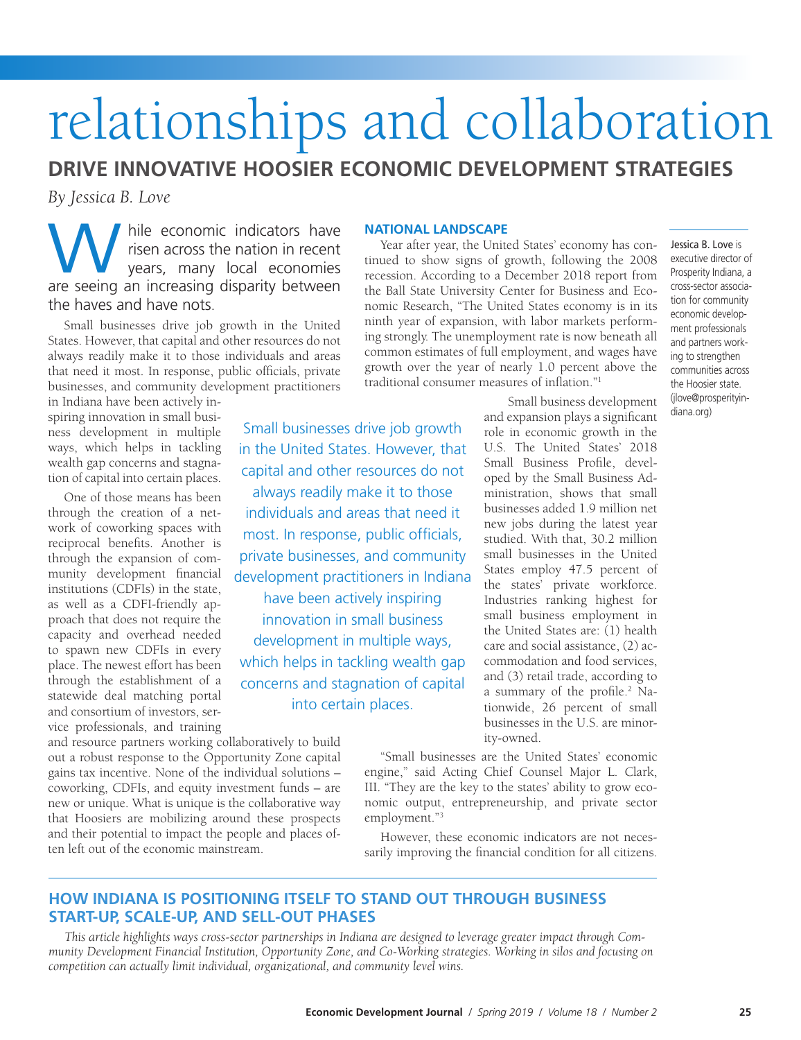# relationships and collaboration

## DRIVE INNOVATIVE HOOSIER ECONOMIC DEVELOPMENT STRATEGIES

*By Jessica B. Love*

While economic indicators have risen across the nation in recent years, many local economies are seeing an increasing disparity between the haves and have nots.

Small businesses drive job growth in the United States. However, that capital and other resources do not always readily make it to those individuals and areas that need it most. In response, public officials, private businesses, and community development practitioners in Indiana have been actively inspiring innovation in small business development in multiple ways, which helps in tackling wealth gap concerns and stagnation of capital into certain places.

One of those means has been through the creation of a network of coworking spaces with reciprocal benefits. Another is through the expansion of community development financial institutions (CDFIs) in the state, as well as a CDFI-friendly approach that does not require the capacity and overhead needed to spawn new CDFIs in every place. The newest effort has been through the establishment of a statewide deal matching portal and consortium of investors, service professionals, and training and resource partners working collaboratively to build out a robust response to the Opportunity Zone capital gains tax incentive. None of the individual solutions – coworking, CDFIs, and equity investment funds – are new or unique. What is unique is the collaborative way that Hoosiers are mobilizing around these prospects and their potential to impact the people and places often left out of the economic mainstream.

> Small businesses drive job growth in the United States. However, that capital and other resources do not always readily make it to those individuals and areas that need it most. In response, public officials, private businesses, and community development practitioners in Indiana have been actively inspiring innovation in small business development in multiple ways, which helps in tackling wealth gap concerns and stagnation of capital into certain places.

### NATIONAL LANDSCAPE

Year after year, the United States' economy has continued to show signs of growth, following the 2008 recession. According to a December 2018 report from the Ball State University Center for Business and Economic Research, "The United States economy is in its ninth year of expansion, with labor markets performing strongly. The unemployment rate is now beneath all common estimates of full employment, and wages have growth over the year of nearly 1.0 percent above the traditional consumer measures of inflation."[1]

Small business development and expansion plays a significant role in economic growth in the U.S. The United States' 2018 Small Business Profile, developed by the Small Business Administration, shows that small businesses added 1.9 million net new jobs during the latest year studied. With that, 30.2 million small businesses in the United States employ 47.5 percent of the states' private workforce. Industries ranking highest for small business employment in the United States are: (1) health care and social assistance, (2) accommodation and food services, and (3) retail trade, according to a summary of the profile.[2] Nationwide, 26 percent of small businesses in the U.S. are minority-owned.

"Small businesses are the United States' economic engine," said Acting Chief Counsel Major L. Clark, III. "They are the key to the states' ability to grow economic output, entrepreneurship, and private sector employment."[3]

However, these economic indicators are not necessarily improving the financial condition for all citizens.

Jessica B. Love is executive director of Prosperity Indiana, a cross-sector association for community economic development professionals and partners working to strengthen communities across the Hoosier state. (jlove@prosperityindiana.org)

## HOW INDIANA IS POSITIONING ITSELF TO STAND OUT THROUGH BUSINESS START-UP, SCALE-UP, AND SELL-OUT PHASES

*This article highlights ways cross-sector partnerships in Indiana are designed to leverage greater impact through Community Development Financial Institution, Opportunity Zone, and Co-Working strategies. Working in silos and focusing on competition can actually limit individual, organizational, and community level wins.*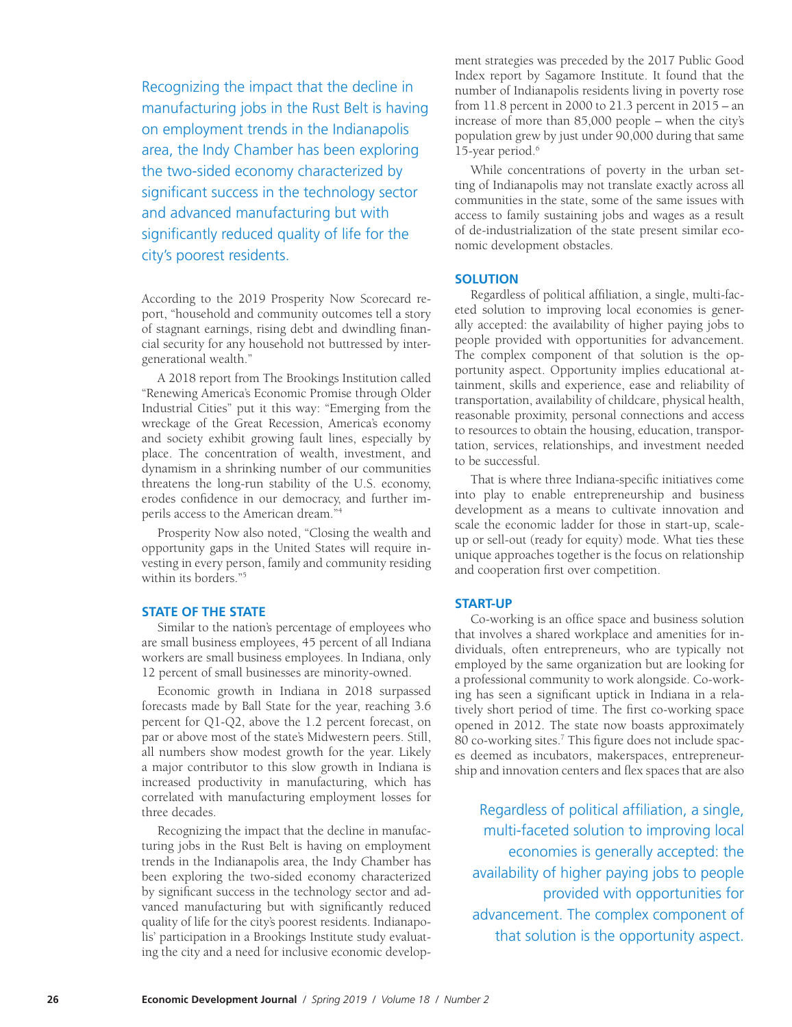> Recognizing the impact that the decline in manufacturing jobs in the Rust Belt is having on employment trends in the Indianapolis area, the Indy Chamber has been exploring the two-sided economy characterized by significant success in the technology sector and advanced manufacturing but with significantly reduced quality of life for the city's poorest residents.

According to the 2019 Prosperity Now Scorecard report, "household and community outcomes tell a story of stagnant earnings, rising debt and dwindling financial security for any household not buttressed by intergenerational wealth."

A 2018 report from The Brookings Institution called "Renewing America's Economic Promise through Older Industrial Cities" put it this way: "Emerging from the wreckage of the Great Recession, America's economy and society exhibit growing fault lines, especially by place. The concentration of wealth, investment, and dynamism in a shrinking number of our communities threatens the long-run stability of the U.S. economy, erodes confidence in our democracy, and further imperils access to the American dream."[4]

Prosperity Now also noted, "Closing the wealth and opportunity gaps in the United States will require investing in every person, family and community residing within its borders."[5]

## STATE OF THE STATE

Similar to the nation's percentage of employees who are small business employees, 45 percent of all Indiana workers are small business employees. In Indiana, only 12 percent of small businesses are minority-owned.

Economic growth in Indiana in 2018 surpassed forecasts made by Ball State for the year, reaching 3.6 percent for Q1-Q2, above the 1.2 percent forecast, on par or above most of the state's Midwestern peers. Still, all numbers show modest growth for the year. Likely a major contributor to this slow growth in Indiana is increased productivity in manufacturing, which has correlated with manufacturing employment losses for three decades.

Recognizing the impact that the decline in manufacturing jobs in the Rust Belt is having on employment trends in the Indianapolis area, the Indy Chamber has been exploring the two-sided economy characterized by significant success in the technology sector and advanced manufacturing but with significantly reduced quality of life for the city's poorest residents. Indianapolis' participation in a Brookings Institute study evaluating the city and a need for inclusive economic development strategies was preceded by the 2017 Public Good Index report by Sagamore Institute. It found that the number of Indianapolis residents living in poverty rose from 11.8 percent in 2000 to 21.3 percent in 2015 – an increase of more than 85,000 people – when the city's population grew by just under 90,000 during that same 15-year period.[6]

While concentrations of poverty in the urban setting of Indianapolis may not translate exactly across all communities in the state, some of the same issues with access to family sustaining jobs and wages as a result of de-industrialization of the state present similar economic development obstacles.

## SOLUTION

Regardless of political affiliation, a single, multi-faceted solution to improving local economies is generally accepted: the availability of higher paying jobs to people provided with opportunities for advancement. The complex component of that solution is the opportunity aspect. Opportunity implies educational attainment, skills and experience, ease and reliability of transportation, availability of childcare, physical health, reasonable proximity, personal connections and access to resources to obtain the housing, education, transportation, services, relationships, and investment needed to be successful.

That is where three Indiana-specific initiatives come into play to enable entrepreneurship and business development as a means to cultivate innovation and scale the economic ladder for those in start-up, scale-up or sell-out (ready for equity) mode. What ties these unique approaches together is the focus on relationship and cooperation first over competition.

## START-UP

Co-working is an office space and business solution that involves a shared workplace and amenities for individuals, often entrepreneurs, who are typically not employed by the same organization but are looking for a professional community to work alongside. Co-working has seen a significant uptick in Indiana in a relatively short period of time. The first co-working space opened in 2012. The state now boasts approximately 80 co-working sites.[7] This figure does not include spaces deemed as incubators, makerspaces, entrepreneurship and innovation centers and flex spaces that are also

> Regardless of political affiliation, a single, multi-faceted solution to improving local economies is generally accepted: the availability of higher paying jobs to people provided with opportunities for advancement. The complex component of that solution is the opportunity aspect.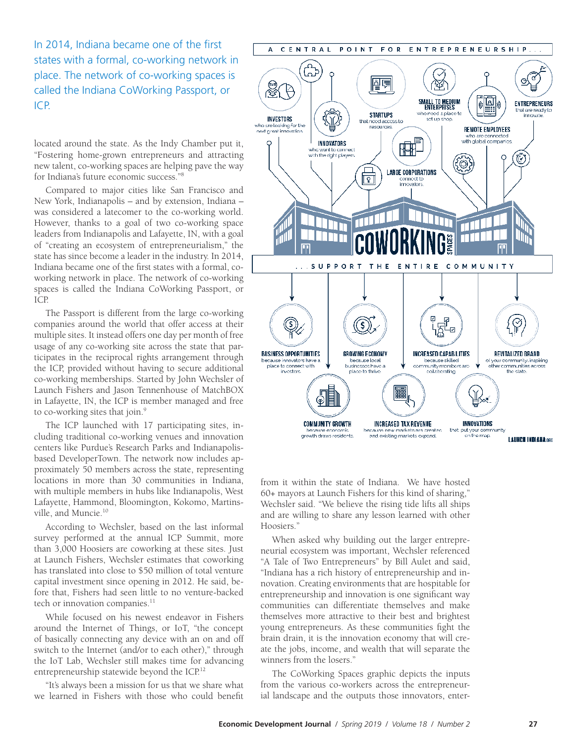> In 2014, Indiana became one of the first states with a formal, co-working network in place. The network of co-working spaces is called the Indiana CoWorking Passport, or ICP.

located around the state. As the Indy Chamber put it, "Fostering home-grown entrepreneurs and attracting new talent, co-working spaces are helping pave the way for Indiana's future economic success."[8]

Compared to major cities like San Francisco and New York, Indianapolis – and by extension, Indiana – was considered a latecomer to the co-working world. However, thanks to a goal of two co-working space leaders from Indianapolis and Lafayette, IN, with a goal of "creating an ecosystem of entrepreneurialism," the state has since become a leader in the industry. In 2014, Indiana became one of the first states with a formal, co-working network in place. The network of co-working spaces is called the Indiana CoWorking Passport, or ICP.

The Passport is different from the large co-working companies around the world that offer access at their multiple sites. It instead offers one day per month of free usage of any co-working site across the state that participates in the reciprocal rights arrangement through the ICP, provided without having to secure additional co-working memberships. Started by John Wechsler of Launch Fishers and Jason Tennenhouse of MatchBOX in Lafayette, IN, the ICP is member managed and free to co-working sites that join.[9]

The ICP launched with 17 participating sites, including traditional co-working venues and innovation centers like Purdue's Research Parks and Indianapolis-based DeveloperTown. The network now includes approximately 50 members across the state, representing locations in more than 30 communities in Indiana, with multiple members in hubs like Indianapolis, West Lafayette, Hammond, Bloomington, Kokomo, Martinsville, and Muncie.[10]

According to Wechsler, based on the last informal survey performed at the annual ICP Summit, more than 3,000 Hoosiers are coworking at these sites. Just at Launch Fishers, Wechsler estimates that coworking has translated into close to $50 million of total venture capital investment since opening in 2012. He said, before that, Fishers had seen little to no venture-backed tech or innovation companies.[11]

While focused on his newest endeavor in Fishers around the Internet of Things, or IoT, "the concept of basically connecting any device with an on and off switch to the Internet (and/or to each other)," through the IoT Lab, Wechsler still makes time for advancing entrepreneurship statewide beyond the ICP.[12]

"It's always been a mission for us that we share what we learned in Fishers with those who could benefit from it within the state of Indiana. We have hosted 60+ mayors at Launch Fishers for this kind of sharing," Wechsler said. "We believe the rising tide lifts all ships and are willing to share any lesson learned with other Hoosiers."

When asked why building out the larger entrepreneurial ecosystem was important, Wechsler referenced "A Tale of Two Entrepreneurs" by Bill Aulet and said, "Indiana has a rich history of entrepreneurship and innovation. Creating environments that are hospitable for entrepreneurship and innovation is one significant way communities can differentiate themselves and make themselves more attractive to their best and brightest young entrepreneurs. As these communities fight the brain drain, it is the innovation economy that will create the jobs, income, and wealth that will separate the winners from the losers."

The CoWorking Spaces graphic depicts the inputs from the various co-workers across the entrepreneurial landscape and the outputs those innovators, enter-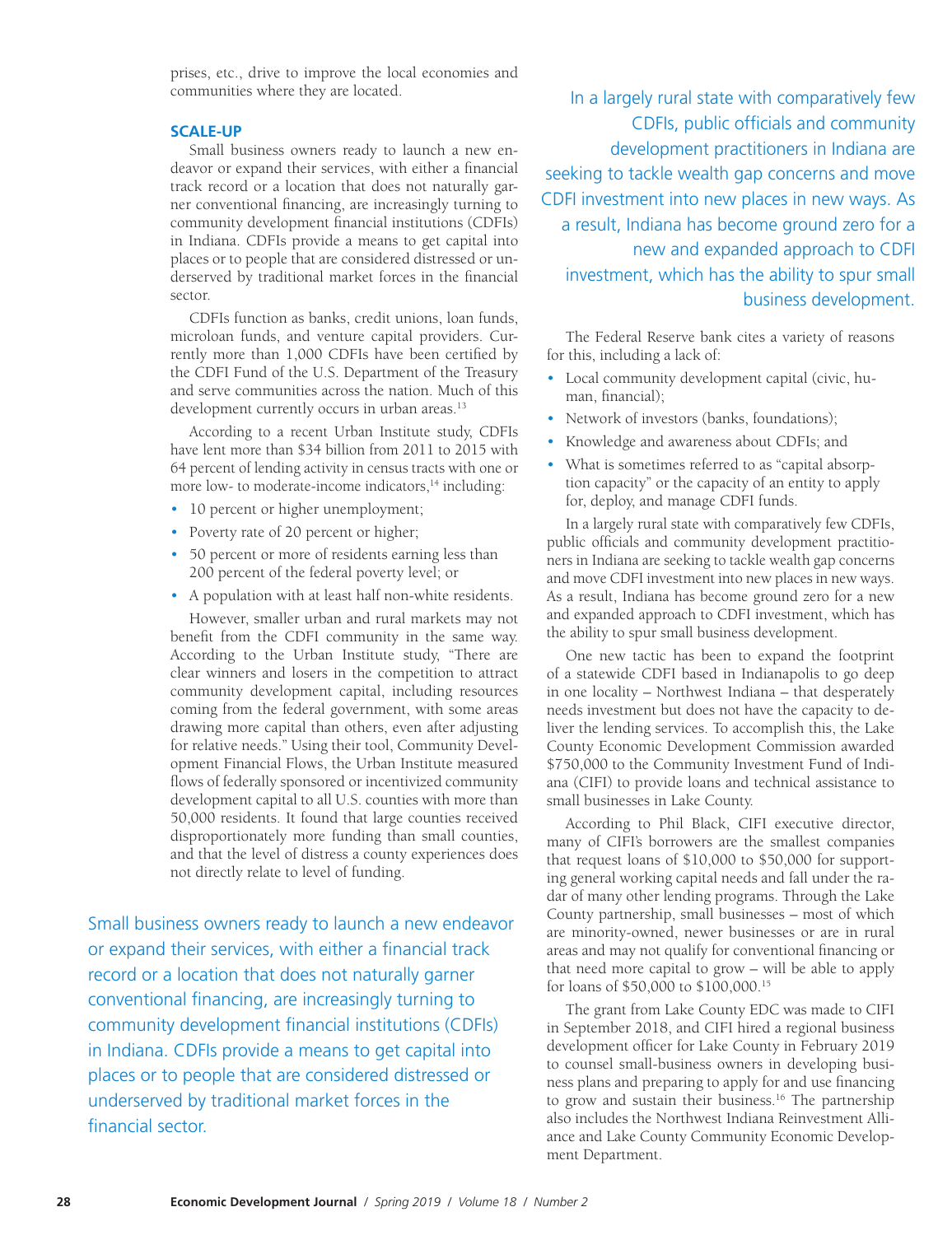prises, etc., drive to improve the local economies and communities where they are located.

### SCALE-UP

Small business owners ready to launch a new endeavor or expand their services, with either a financial track record or a location that does not naturally garner conventional financing, are increasingly turning to community development financial institutions (CDFIs) in Indiana. CDFIs provide a means to get capital into places or to people that are considered distressed or underserved by traditional market forces in the financial sector.

CDFIs function as banks, credit unions, loan funds, microloan funds, and venture capital providers. Currently more than 1,000 CDFIs have been certified by the CDFI Fund of the U.S. Department of the Treasury and serve communities across the nation. Much of this development currently occurs in urban areas.[13]

According to a recent Urban Institute study, CDFIs have lent more than $34 billion from 2011 to 2015 with 64 percent of lending activity in census tracts with one or more low- to moderate-income indicators,[14] including:

- 10 percent or higher unemployment;
- Poverty rate of 20 percent or higher;
- 50 percent or more of residents earning less than 200 percent of the federal poverty level; or
- A population with at least half non-white residents.

However, smaller urban and rural markets may not benefit from the CDFI community in the same way. According to the Urban Institute study, "There are clear winners and losers in the competition to attract community development capital, including resources coming from the federal government, with some areas drawing more capital than others, even after adjusting for relative needs." Using their tool, Community Development Financial Flows, the Urban Institute measured flows of federally sponsored or incentivized community development capital to all U.S. counties with more than 50,000 residents. It found that large counties received disproportionately more funding than small counties, and that the level of distress a county experiences does not directly relate to level of funding.

> Small business owners ready to launch a new endeavor or expand their services, with either a financial track record or a location that does not naturally garner conventional financing, are increasingly turning to community development financial institutions (CDFIs) in Indiana. CDFIs provide a means to get capital into places or to people that are considered distressed or underserved by traditional market forces in the financial sector.

> In a largely rural state with comparatively few CDFIs, public officials and community development practitioners in Indiana are seeking to tackle wealth gap concerns and move CDFI investment into new places in new ways. As a result, Indiana has become ground zero for a new and expanded approach to CDFI investment, which has the ability to spur small business development.

The Federal Reserve bank cites a variety of reasons for this, including a lack of:

- Local community development capital (civic, human, financial);
- Network of investors (banks, foundations);
- Knowledge and awareness about CDFIs; and
- What is sometimes referred to as "capital absorption capacity" or the capacity of an entity to apply for, deploy, and manage CDFI funds.

In a largely rural state with comparatively few CDFIs, public officials and community development practitioners in Indiana are seeking to tackle wealth gap concerns and move CDFI investment into new places in new ways. As a result, Indiana has become ground zero for a new and expanded approach to CDFI investment, which has the ability to spur small business development.

One new tactic has been to expand the footprint of a statewide CDFI based in Indianapolis to go deep in one locality – Northwest Indiana – that desperately needs investment but does not have the capacity to deliver the lending services. To accomplish this, the Lake County Economic Development Commission awarded $750,000 to the Community Investment Fund of Indiana (CIFI) to provide loans and technical assistance to small businesses in Lake County.

According to Phil Black, CIFI executive director, many of CIFI's borrowers are the smallest companies that request loans of $10,000 to $50,000 for supporting general working capital needs and fall under the radar of many other lending programs. Through the Lake County partnership, small businesses – most of which are minority-owned, newer businesses or are in rural areas and may not qualify for conventional financing or that need more capital to grow – will be able to apply for loans of $50,000 to $100,000.[15]

The grant from Lake County EDC was made to CIFI in September 2018, and CIFI hired a regional business development officer for Lake County in February 2019 to counsel small-business owners in developing business plans and preparing to apply for and use financing to grow and sustain their business.[16] The partnership also includes the Northwest Indiana Reinvestment Alliance and Lake County Community Economic Development Department.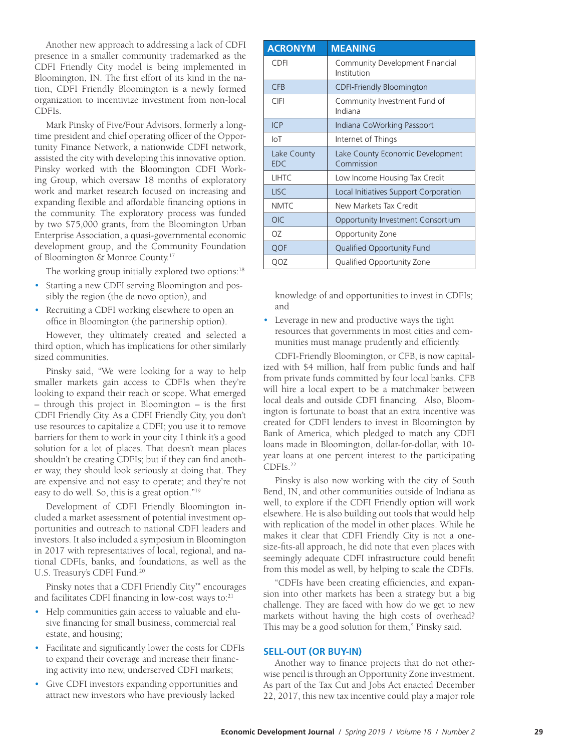Another new approach to addressing a lack of CDFI presence in a smaller community trademarked as the CDFI Friendly City model is being implemented in Bloomington, IN. The first effort of its kind in the nation, CDFI Friendly Bloomington is a newly formed organization to incentivize investment from non-local CDFIs.

Mark Pinsky of Five/Four Advisors, formerly a longtime president and chief operating officer of the Opportunity Finance Network, a nationwide CDFI network, assisted the city with developing this innovative option. Pinsky worked with the Bloomington CDFI Working Group, which oversaw 18 months of exploratory work and market research focused on increasing and expanding flexible and affordable financing options in the community. The exploratory process was funded by two $75,000 grants, from the Bloomington Urban Enterprise Association, a quasi-governmental economic development group, and the Community Foundation of Bloomington & Monroe County.[17]

The working group initially explored two options:[18]

- Starting a new CDFI serving Bloomington and possibly the region (the de novo option), and
- Recruiting a CDFI working elsewhere to open an office in Bloomington (the partnership option).

However, they ultimately created and selected a third option, which has implications for other similarly sized communities.

Pinsky said, "We were looking for a way to help smaller markets gain access to CDFIs when they're looking to expand their reach or scope. What emerged – through this project in Bloomington – is the first CDFI Friendly City. As a CDFI Friendly City, you don't use resources to capitalize a CDFI; you use it to remove barriers for them to work in your city. I think it's a good solution for a lot of places. That doesn't mean places shouldn't be creating CDFIs; but if they can find another way, they should look seriously at doing that. They are expensive and not easy to operate; and they're not easy to do well. So, this is a great option."[19]

Development of CDFI Friendly Bloomington included a market assessment of potential investment opportunities and outreach to national CDFI leaders and investors. It also included a symposium in Bloomington in 2017 with representatives of local, regional, and national CDFIs, banks, and foundations, as well as the U.S. Treasury's CDFI Fund.[20]

Pinsky notes that a CDFI Friendly City™ encourages and facilitates CDFI financing in low-cost ways to:[21]

- Help communities gain access to valuable and elusive financing for small business, commercial real estate, and housing;
- Facilitate and significantly lower the costs for CDFIs to expand their coverage and increase their financing activity into new, underserved CDFI markets;
- Give CDFI investors expanding opportunities and attract new investors who have previously lacked knowledge of and opportunities to invest in CDFIs; and
- Leverage in new and productive ways the tight resources that governments in most cities and communities must manage prudently and efficiently.

| ACRONYM | MEANING |
|---|---|
| CDFI | Community Development Financial Institution |
| CFB | CDFI-Friendly Bloomington |
| CIFI | Community Investment Fund of Indiana |
| ICP | Indiana CoWorking Passport |
| IoT | Internet of Things |
| Lake County EDC | Lake County Economic Development Commission |
| LIHTC | Low Income Housing Tax Credit |
| LISC | Local Initiatives Support Corporation |
| NMTC | New Markets Tax Credit |
| OIC | Opportunity Investment Consortium |
| OZ | Opportunity Zone |
| QOF | Qualified Opportunity Fund |
| QOZ | Qualified Opportunity Zone |

CDFI-Friendly Bloomington, or CFB, is now capitalized with $4 million, half from public funds and half from private funds committed by four local banks. CFB will hire a local expert to be a matchmaker between local deals and outside CDFI financing. Also, Bloomington is fortunate to boast that an extra incentive was created for CDFI lenders to invest in Bloomington by Bank of America, which pledged to match any CDFI loans made in Bloomington, dollar-for-dollar, with 10-year loans at one percent interest to the participating CDFIs.[22]

Pinsky is also now working with the city of South Bend, IN, and other communities outside of Indiana as well, to explore if the CDFI Friendly option will work elsewhere. He is also building out tools that would help with replication of the model in other places. While he makes it clear that CDFI Friendly City is not a one-size-fits-all approach, he did note that even places with seemingly adequate CDFI infrastructure could benefit from this model as well, by helping to scale the CDFIs.

"CDFIs have been creating efficiencies, and expansion into other markets has been a strategy but a big challenge. They are faced with how do we get to new markets without having the high costs of overhead? This may be a good solution for them," Pinsky said.

## SELL-OUT (OR BUY-IN)

Another way to finance projects that do not otherwise pencil is through an Opportunity Zone investment. As part of the Tax Cut and Jobs Act enacted December 22, 2017, this new tax incentive could play a major role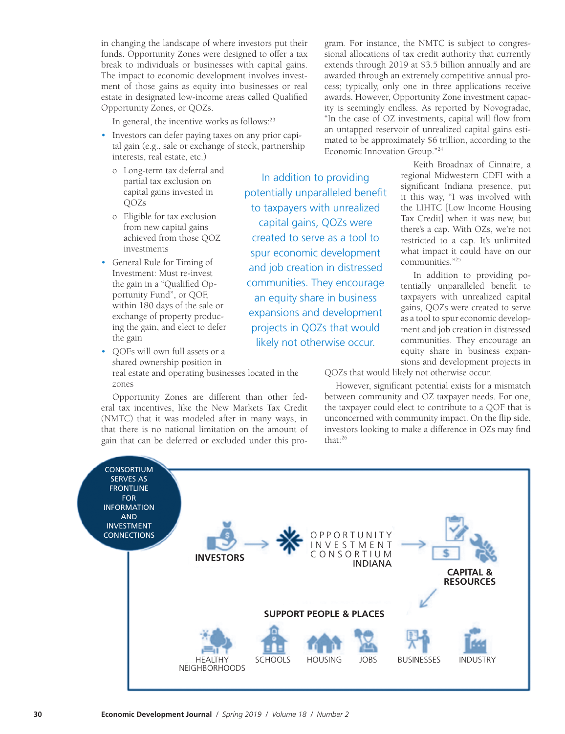in changing the landscape of where investors put their funds. Opportunity Zones were designed to offer a tax break to individuals or businesses with capital gains. The impact to economic development involves investment of those gains as equity into businesses or real estate in designated low-income areas called Qualified Opportunity Zones, or QOZs.

In general, the incentive works as follows:[23]

- Investors can defer paying taxes on any prior capital gain (e.g., sale or exchange of stock, partnership interests, real estate, etc.)
  - o Long-term tax deferral and partial tax exclusion on capital gains invested in QOZs
  - o Eligible for tax exclusion from new capital gains achieved from those QOZ investments
- General Rule for Timing of Investment: Must re-invest the gain in a "Qualified Opportunity Fund", or QOF, within 180 days of the sale or exchange of property producing the gain, and elect to defer the gain
- QOFs will own full assets or a shared ownership position in real estate and operating businesses located in the zones

Opportunity Zones are different than other federal tax incentives, like the New Markets Tax Credit (NMTC) that it was modeled after in many ways, in that there is no national limitation on the amount of gain that can be deferred or excluded under this program. For instance, the NMTC is subject to congressional allocations of tax credit authority that currently extends through 2019 at $3.5 billion annually and are awarded through an extremely competitive annual process; typically, only one in three applications receive awards. However, Opportunity Zone investment capacity is seemingly endless. As reported by Novogradac, "In the case of OZ investments, capital will flow from an untapped reservoir of unrealized capital gains estimated to be approximately $6 trillion, according to the Economic Innovation Group."[24]

> In addition to providing potentially unparalleled benefit to taxpayers with unrealized capital gains, QOZs were created to serve as a tool to spur economic development and job creation in distressed communities. They encourage an equity share in business expansions and development projects in QOZs that would likely not otherwise occur.

Keith Broadnax of Cinnaire, a regional Midwestern CDFI with a significant Indiana presence, put it this way, "I was involved with the LIHTC [Low Income Housing Tax Credit] when it was new, but there's a cap. With OZs, we're not restricted to a cap. It's unlimited what impact it could have on our communities."[25]

In addition to providing potentially unparalleled benefit to taxpayers with unrealized capital gains, QOZs were created to serve as a tool to spur economic development and job creation in distressed communities. They encourage an equity share in business expansions and development projects in QOZs that would likely not otherwise occur.

However, significant potential exists for a mismatch between community and OZ taxpayer needs. For one, the taxpayer could elect to contribute to a QOF that is unconcerned with community impact. On the flip side, investors looking to make a difference in OZs may find that:[26]

CONSORTIUM SERVES AS FRONTLINE FOR INFORMATION AND INVESTMENT CONNECTIONS

**INVESTORS** → OPPORTUNITY INVESTMENT CONSORTIUM **INDIANA** → **CAPITAL & RESOURCES**

**SUPPORT PEOPLE & PLACES**

HEALTHY NEIGHBORHOODS | SCHOOLS | HOUSING | JOBS | BUSINESSES | INDUSTRY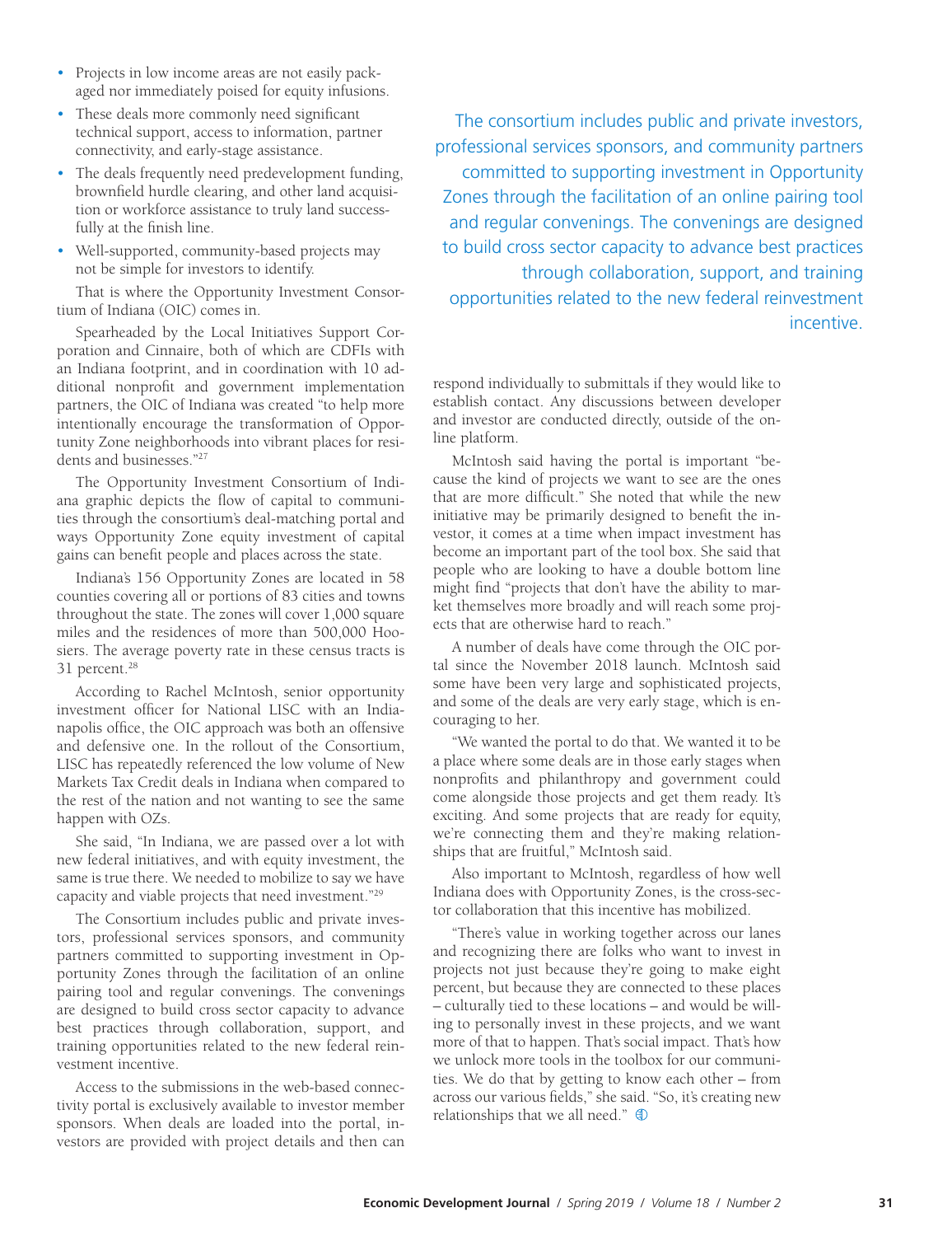- Projects in low income areas are not easily packaged nor immediately poised for equity infusions.
- These deals more commonly need significant technical support, access to information, partner connectivity, and early-stage assistance.
- The deals frequently need predevelopment funding, brownfield hurdle clearing, and other land acquisition or workforce assistance to truly land successfully at the finish line.
- Well-supported, community-based projects may not be simple for investors to identify.

That is where the Opportunity Investment Consortium of Indiana (OIC) comes in.

Spearheaded by the Local Initiatives Support Corporation and Cinnaire, both of which are CDFIs with an Indiana footprint, and in coordination with 10 additional nonprofit and government implementation partners, the OIC of Indiana was created "to help more intentionally encourage the transformation of Opportunity Zone neighborhoods into vibrant places for residents and businesses."[27]

The Opportunity Investment Consortium of Indiana graphic depicts the flow of capital to communities through the consortium's deal-matching portal and ways Opportunity Zone equity investment of capital gains can benefit people and places across the state.

Indiana's 156 Opportunity Zones are located in 58 counties covering all or portions of 83 cities and towns throughout the state. The zones will cover 1,000 square miles and the residences of more than 500,000 Hoosiers. The average poverty rate in these census tracts is 31 percent.[28]

According to Rachel McIntosh, senior opportunity investment officer for National LISC with an Indianapolis office, the OIC approach was both an offensive and defensive one. In the rollout of the Consortium, LISC has repeatedly referenced the low volume of New Markets Tax Credit deals in Indiana when compared to the rest of the nation and not wanting to see the same happen with OZs.

She said, "In Indiana, we are passed over a lot with new federal initiatives, and with equity investment, the same is true there. We needed to mobilize to say we have capacity and viable projects that need investment."[29]

The Consortium includes public and private investors, professional services sponsors, and community partners committed to supporting investment in Opportunity Zones through the facilitation of an online pairing tool and regular convenings. The convenings are designed to build cross sector capacity to advance best practices through collaboration, support, and training opportunities related to the new federal reinvestment incentive.

Access to the submissions in the web-based connectivity portal is exclusively available to investor member sponsors. When deals are loaded into the portal, investors are provided with project details and then can respond individually to submittals if they would like to establish contact. Any discussions between developer and investor are conducted directly, outside of the online platform.

> The consortium includes public and private investors, professional services sponsors, and community partners committed to supporting investment in Opportunity Zones through the facilitation of an online pairing tool and regular convenings. The convenings are designed to build cross sector capacity to advance best practices through collaboration, support, and training opportunities related to the new federal reinvestment incentive.

McIntosh said having the portal is important "because the kind of projects we want to see are the ones that are more difficult." She noted that while the new initiative may be primarily designed to benefit the investor, it comes at a time when impact investment has become an important part of the tool box. She said that people who are looking to have a double bottom line might find "projects that don't have the ability to market themselves more broadly and will reach some projects that are otherwise hard to reach."

A number of deals have come through the OIC portal since the November 2018 launch. McIntosh said some have been very large and sophisticated projects, and some of the deals are very early stage, which is encouraging to her.

"We wanted the portal to do that. We wanted it to be a place where some deals are in those early stages when nonprofits and philanthropy and government could come alongside those projects and get them ready. It's exciting. And some projects that are ready for equity, we're connecting them and they're making relationships that are fruitful," McIntosh said.

Also important to McIntosh, regardless of how well Indiana does with Opportunity Zones, is the cross-sector collaboration that this incentive has mobilized.

"There's value in working together across our lanes and recognizing there are folks who want to invest in projects not just because they're going to make eight percent, but because they are connected to these places – culturally tied to these locations – and would be willing to personally invest in these projects, and we want more of that to happen. That's social impact. That's how we unlock more tools in the toolbox for our communities. We do that by getting to know each other – from across our various fields," she said. "So, it's creating new relationships that we all need."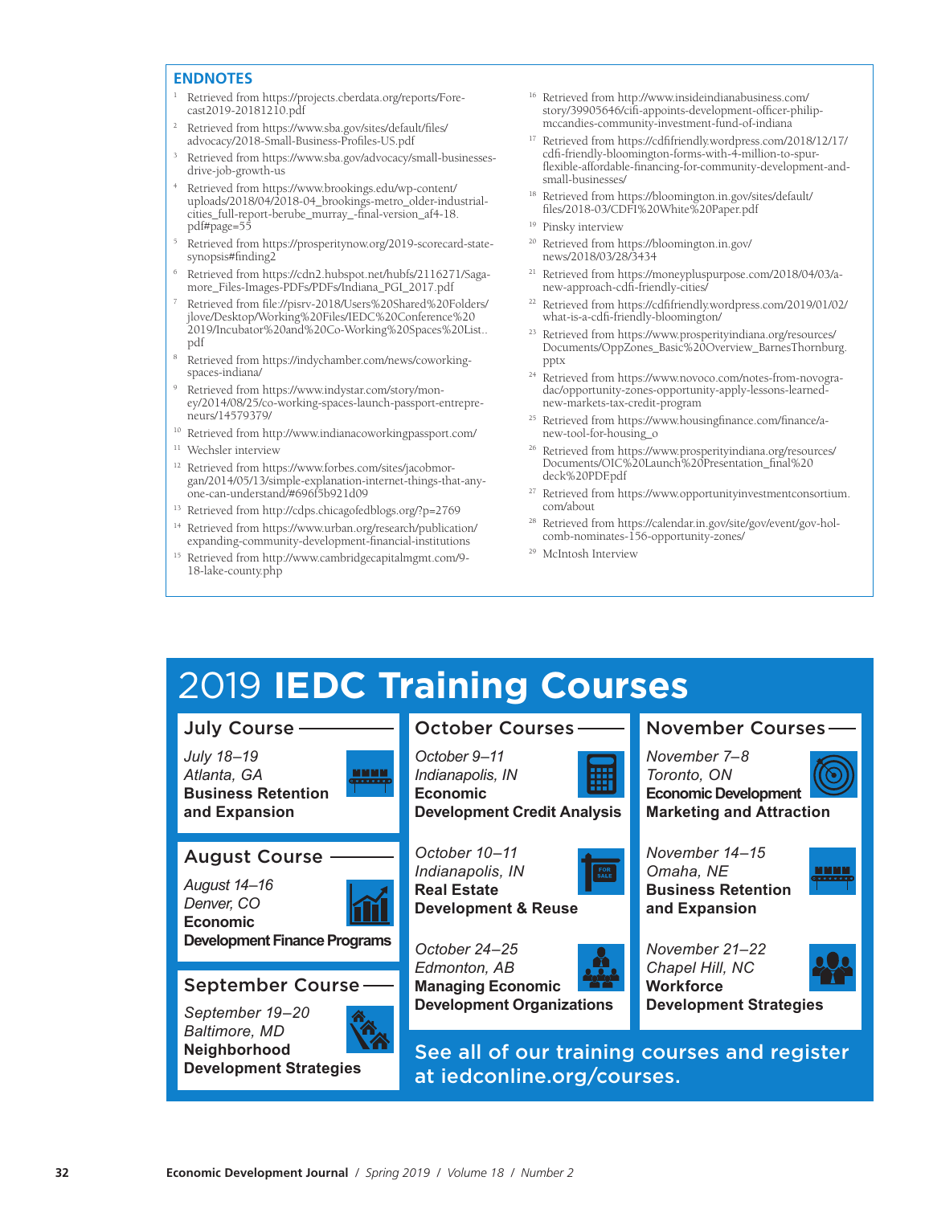## ENDNOTES

1. Retrieved from https://projects.cberdata.org/reports/Forecast2019-20181210.pdf
2. Retrieved from https://www.sba.gov/sites/default/files/advocacy/2018-Small-Business-Profiles-US.pdf
3. Retrieved from https://www.sba.gov/advocacy/small-businesses-drive-job-growth-us
4. Retrieved from https://www.brookings.edu/wp-content/uploads/2018/04/2018-04_brookings-metro_older-industrial-cities_full-report-berube_murray_-final-version_af4-18.pdf#page=55
5. Retrieved from https://prosperitynow.org/2019-scorecard-state-synopsis#finding2
6. Retrieved from https://cdn2.hubspot.net/hubfs/2116271/Sagamore_Files-Images-PDFs/PDFs/Indiana_PGI_2017.pdf
7. Retrieved from file://pisrv-2018/Users%20Shared%20Folders/jlove/Desktop/Working%20Files/IEDC%20Conference%202019/Incubator%20and%20Co-Working%20Spaces%20List..pdf
8. Retrieved from https://indychamber.com/news/coworking-spaces-indiana/
9. Retrieved from https://www.indystar.com/story/money/2014/08/25/co-working-spaces-launch-passport-entrepreneurs/14579379/
10. Retrieved from http://www.indianacoworkingpassport.com/
11. Wechsler interview
12. Retrieved from https://www.forbes.com/sites/jacobmorgan/2014/05/13/simple-explanation-internet-things-that-anyone-can-understand/#696f5b921d09
13. Retrieved from http://cdps.chicagofedblogs.org/?p=2769
14. Retrieved from https://www.urban.org/research/publication/expanding-community-development-financial-institutions
15. Retrieved from http://www.cambridgecapitalmgmt.com/9-18-lake-county.php
16. Retrieved from http://www.insideindianabusiness.com/story/39905646/cifi-appoints-development-officer-philip-mccandies-community-investment-fund-of-indiana
17. Retrieved from https://cdfifriendly.wordpress.com/2018/12/17/cdfi-friendly-bloomington-forms-with-4-million-to-spur-flexible-affordable-financing-for-community-development-and-small-businesses/
18. Retrieved from https://bloomington.in.gov/sites/default/files/2018-03/CDFI%20White%20Paper.pdf
19. Pinsky interview
20. Retrieved from https://bloomington.in.gov/news/2018/03/28/3434
21. Retrieved from https://moneypluspurpose.com/2018/04/03/a-new-approach-cdfi-friendly-cities/
22. Retrieved from https://cdfifriendly.wordpress.com/2019/01/02/what-is-a-cdfi-friendly-bloomington/
23. Retrieved from https://www.prosperityindiana.org/resources/Documents/OppZones_Basic%20Overview_BarnesThornburg.pptx
24. Retrieved from https://www.novoco.com/notes-from-novogradac/opportunity-zones-opportunity-apply-lessons-learned-new-markets-tax-credit-program
25. Retrieved from https://www.housingfinance.com/finance/a-new-tool-for-housing_o
26. Retrieved from https://www.prosperityindiana.org/resources/Documents/OIC%20Launch%20Presentation_final%20deck%20PDF.pdf
27. Retrieved from https://www.opportunityinvestmentconsortium.com/about
28. Retrieved from https://calendar.in.gov/site/gov/event/gov-holcomb-nominates-156-opportunity-zones/
29. McIntosh Interview

# 2019 **IEDC Training Courses**

### July Course

*July 18–19*
*Atlanta, GA*
**Business Retention and Expansion**

### August Course

*August 14–16*
*Denver, CO*
**Economic Development Finance Programs**

### September Course

*September 19–20*
*Baltimore, MD*
**Neighborhood Development Strategies**

### October Courses

*October 9–11*
*Indianapolis, IN*
**Economic Development Credit Analysis**

*October 10–11*
*Indianapolis, IN*
**Real Estate Development & Reuse**

*October 24–25*
*Edmonton, AB*
**Managing Economic Development Organizations**

### November Courses

*November 7–8*
*Toronto, ON*
**Economic Development Marketing and Attraction**

*November 14–15*
*Omaha, NE*
**Business Retention and Expansion**

*November 21–22*
*Chapel Hill, NC*
**Workforce Development Strategies**

See all of our training courses and register at iedconline.org/courses.